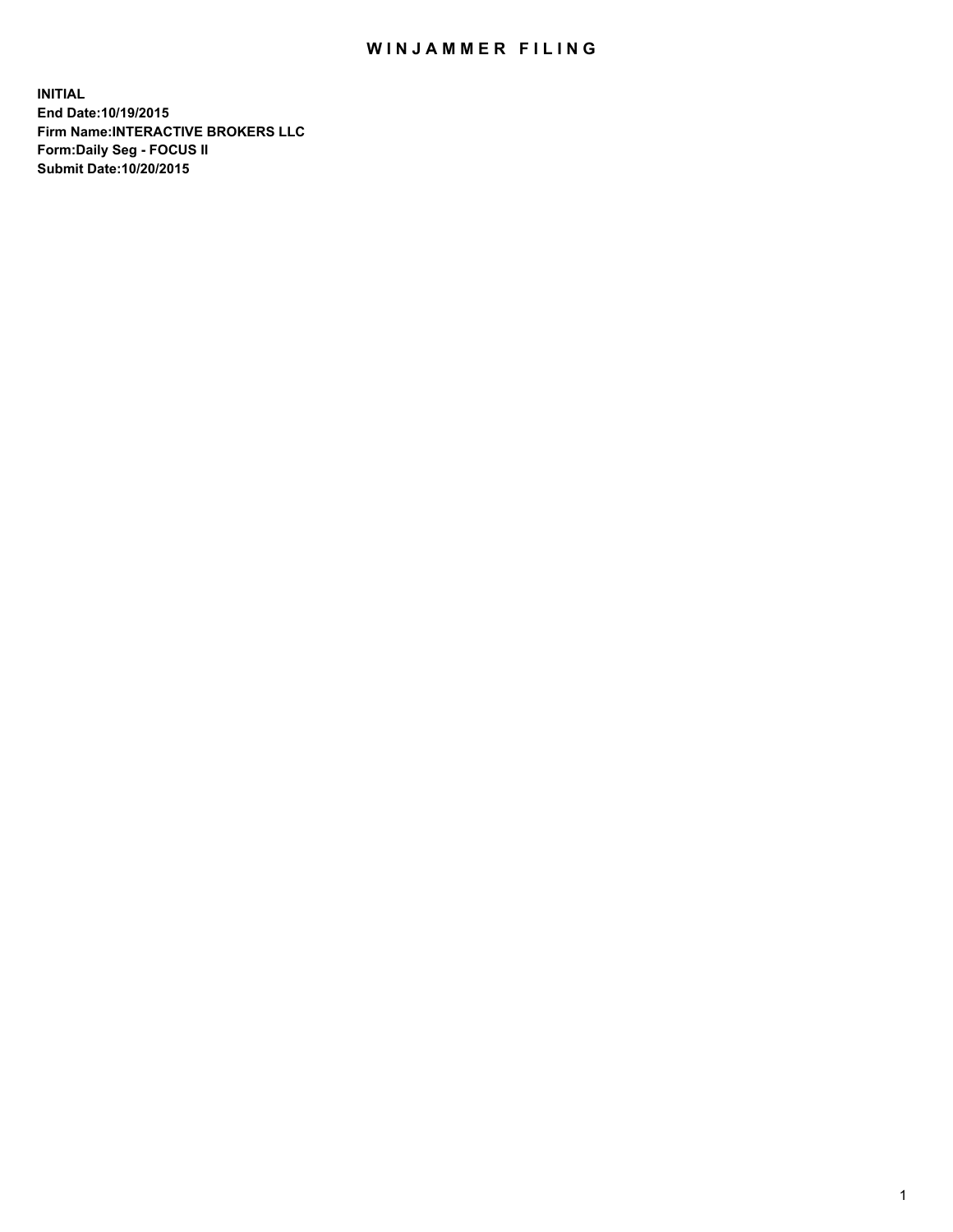# WINJAMMER FILING

**INITIAL**
**End Date:10/19/2015**
**Firm Name:INTERACTIVE BROKERS LLC**
**Form:Daily Seg - FOCUS II**
**Submit Date:10/20/2015**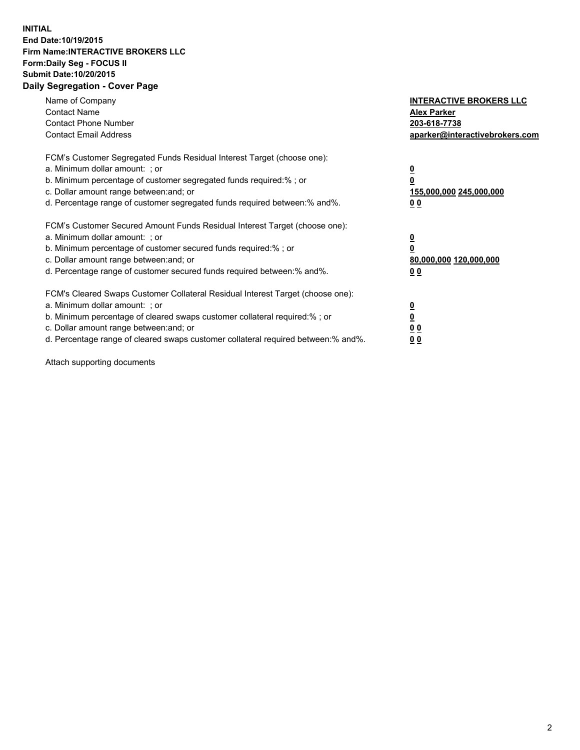**INITIAL**
**End Date:10/19/2015**
**Firm Name:INTERACTIVE BROKERS LLC**
**Form:Daily Seg - FOCUS II**
**Submit Date:10/20/2015**

## Daily Segregation - Cover Page

| | |
|---|---|
| Name of Company | **INTERACTIVE BROKERS LLC** |
| Contact Name | **Alex Parker** |
| Contact Phone Number | **203-618-7738** |
| Contact Email Address | **aparker@interactivebrokers.com** |

FCM's Customer Segregated Funds Residual Interest Target (choose one):

| | |
|---|---|
| a. Minimum dollar amount: ; or | **0** |
| b. Minimum percentage of customer segregated funds required:% ; or | **0** |
| c. Dollar amount range between:and; or | **155,000,000 245,000,000** |
| d. Percentage range of customer segregated funds required between:% and%. | **0 0** |

FCM's Customer Secured Amount Funds Residual Interest Target (choose one):

| | |
|---|---|
| a. Minimum dollar amount: ; or | **0** |
| b. Minimum percentage of customer secured funds required:% ; or | **0** |
| c. Dollar amount range between:and; or | **80,000,000 120,000,000** |
| d. Percentage range of customer secured funds required between:% and%. | **0 0** |

FCM's Cleared Swaps Customer Collateral Residual Interest Target (choose one):

| | |
|---|---|
| a. Minimum dollar amount: ; or | **0** |
| b. Minimum percentage of cleared swaps customer collateral required:% ; or | **0** |
| c. Dollar amount range between:and; or | **0 0** |
| d. Percentage range of cleared swaps customer collateral required between:% and%. | **0 0** |

Attach supporting documents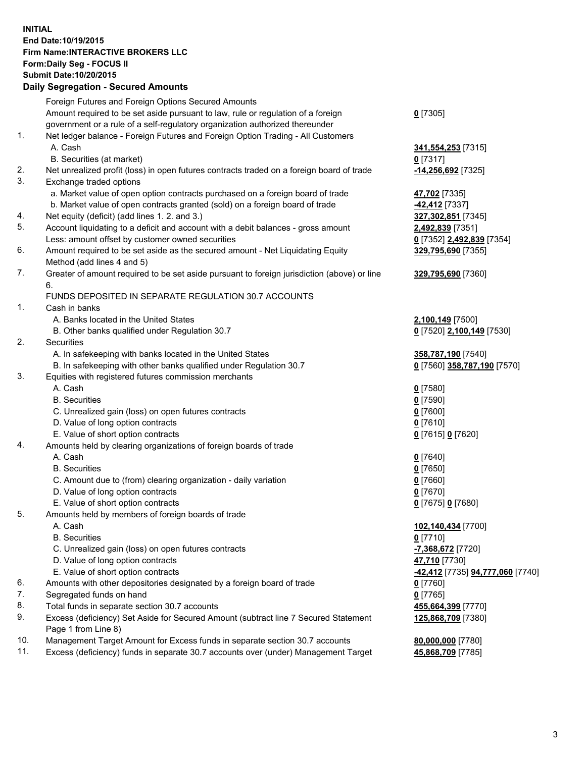**INITIAL**
**End Date:10/19/2015**
**Firm Name:INTERACTIVE BROKERS LLC**
**Form:Daily Seg - FOCUS II**
**Submit Date:10/20/2015**
**Daily Segregation - Secured Amounts**

| | | |
|---|---|---|
| | Foreign Futures and Foreign Options Secured Amounts | |
| | Amount required to be set aside pursuant to law, rule or regulation of a foreign government or a rule of a self-regulatory organization authorized thereunder | **0** [7305] |
| 1. | Net ledger balance - Foreign Futures and Foreign Option Trading - All Customers | |
| | A. Cash | **341,554,253** [7315] |
| | B. Securities (at market) | **0** [7317] |
| 2. | Net unrealized profit (loss) in open futures contracts traded on a foreign board of trade | **-14,256,692** [7325] |
| 3. | Exchange traded options | |
| | a. Market value of open option contracts purchased on a foreign board of trade | **47,702** [7335] |
| | b. Market value of open contracts granted (sold) on a foreign board of trade | **-42,412** [7337] |
| 4. | Net equity (deficit) (add lines 1. 2. and 3.) | **327,302,851** [7345] |
| 5. | Account liquidating to a deficit and account with a debit balances - gross amount | **2,492,839** [7351] |
| | Less: amount offset by customer owned securities | **0** [7352] **2,492,839** [7354] |
| 6. | Amount required to be set aside as the secured amount - Net Liquidating Equity Method (add lines 4 and 5) | **329,795,690** [7355] |
| 7. | Greater of amount required to be set aside pursuant to foreign jurisdiction (above) or line 6. | **329,795,690** [7360] |
| | FUNDS DEPOSITED IN SEPARATE REGULATION 30.7 ACCOUNTS | |
| 1. | Cash in banks | |
| | A. Banks located in the United States | **2,100,149** [7500] |
| | B. Other banks qualified under Regulation 30.7 | **0** [7520] **2,100,149** [7530] |
| 2. | Securities | |
| | A. In safekeeping with banks located in the United States | **358,787,190** [7540] |
| | B. In safekeeping with other banks qualified under Regulation 30.7 | **0** [7560] **358,787,190** [7570] |
| 3. | Equities with registered futures commission merchants | |
| | A. Cash | **0** [7580] |
| | B. Securities | **0** [7590] |
| | C. Unrealized gain (loss) on open futures contracts | **0** [7600] |
| | D. Value of long option contracts | **0** [7610] |
| | E. Value of short option contracts | **0** [7615] **0** [7620] |
| 4. | Amounts held by clearing organizations of foreign boards of trade | |
| | A. Cash | **0** [7640] |
| | B. Securities | **0** [7650] |
| | C. Amount due to (from) clearing organization - daily variation | **0** [7660] |
| | D. Value of long option contracts | **0** [7670] |
| | E. Value of short option contracts | **0** [7675] **0** [7680] |
| 5. | Amounts held by members of foreign boards of trade | |
| | A. Cash | **102,140,434** [7700] |
| | B. Securities | **0** [7710] |
| | C. Unrealized gain (loss) on open futures contracts | **-7,368,672** [7720] |
| | D. Value of long option contracts | **47,710** [7730] |
| | E. Value of short option contracts | **-42,412** [7735] **94,777,060** [7740] |
| 6. | Amounts with other depositories designated by a foreign board of trade | **0** [7760] |
| 7. | Segregated funds on hand | **0** [7765] |
| 8. | Total funds in separate section 30.7 accounts | **455,664,399** [7770] |
| 9. | Excess (deficiency) Set Aside for Secured Amount (subtract line 7 Secured Statement Page 1 from Line 8) | **125,868,709** [7380] |
| 10. | Management Target Amount for Excess funds in separate section 30.7 accounts | **80,000,000** [7780] |
| 11. | Excess (deficiency) funds in separate 30.7 accounts over (under) Management Target | **45,868,709** [7785] |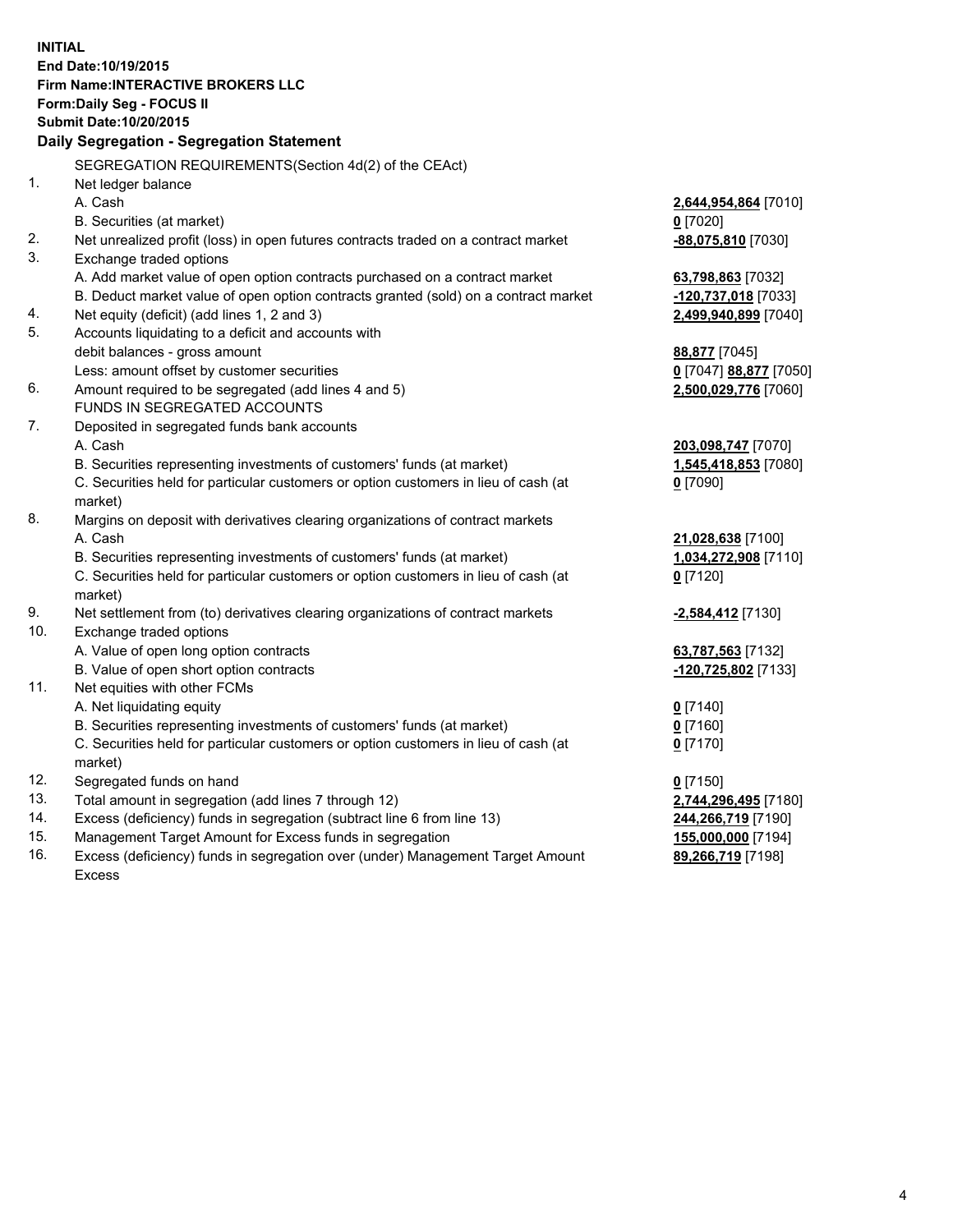**INITIAL**
**End Date:10/19/2015**
**Firm Name:INTERACTIVE BROKERS LLC**
**Form:Daily Seg - FOCUS II**
**Submit Date:10/20/2015**

**Daily Segregation - Segregation Statement**

| | | |
|---|---|---|
| | SEGREGATION REQUIREMENTS(Section 4d(2) of the CEAct) | |
| 1. | Net ledger balance | |
| | A. Cash | **2,644,954,864** [7010] |
| | B. Securities (at market) | **0** [7020] |
| 2. | Net unrealized profit (loss) in open futures contracts traded on a contract market | **-88,075,810** [7030] |
| 3. | Exchange traded options | |
| | A. Add market value of open option contracts purchased on a contract market | **63,798,863** [7032] |
| | B. Deduct market value of open option contracts granted (sold) on a contract market | **-120,737,018** [7033] |
| 4. | Net equity (deficit) (add lines 1, 2 and 3) | **2,499,940,899** [7040] |
| 5. | Accounts liquidating to a deficit and accounts with | |
| | debit balances - gross amount | **88,877** [7045] |
| | Less: amount offset by customer securities | **0** [7047] **88,877** [7050] |
| 6. | Amount required to be segregated (add lines 4 and 5) | **2,500,029,776** [7060] |
| | FUNDS IN SEGREGATED ACCOUNTS | |
| 7. | Deposited in segregated funds bank accounts | |
| | A. Cash | **203,098,747** [7070] |
| | B. Securities representing investments of customers' funds (at market) | **1,545,418,853** [7080] |
| | C. Securities held for particular customers or option customers in lieu of cash (at market) | **0** [7090] |
| 8. | Margins on deposit with derivatives clearing organizations of contract markets | |
| | A. Cash | **21,028,638** [7100] |
| | B. Securities representing investments of customers' funds (at market) | **1,034,272,908** [7110] |
| | C. Securities held for particular customers or option customers in lieu of cash (at market) | **0** [7120] |
| 9. | Net settlement from (to) derivatives clearing organizations of contract markets | **-2,584,412** [7130] |
| 10. | Exchange traded options | |
| | A. Value of open long option contracts | **63,787,563** [7132] |
| | B. Value of open short option contracts | **-120,725,802** [7133] |
| 11. | Net equities with other FCMs | |
| | A. Net liquidating equity | **0** [7140] |
| | B. Securities representing investments of customers' funds (at market) | **0** [7160] |
| | C. Securities held for particular customers or option customers in lieu of cash (at market) | **0** [7170] |
| 12. | Segregated funds on hand | **0** [7150] |
| 13. | Total amount in segregation (add lines 7 through 12) | **2,744,296,495** [7180] |
| 14. | Excess (deficiency) funds in segregation (subtract line 6 from line 13) | **244,266,719** [7190] |
| 15. | Management Target Amount for Excess funds in segregation | **155,000,000** [7194] |
| 16. | Excess (deficiency) funds in segregation over (under) Management Target Amount Excess | **89,266,719** [7198] |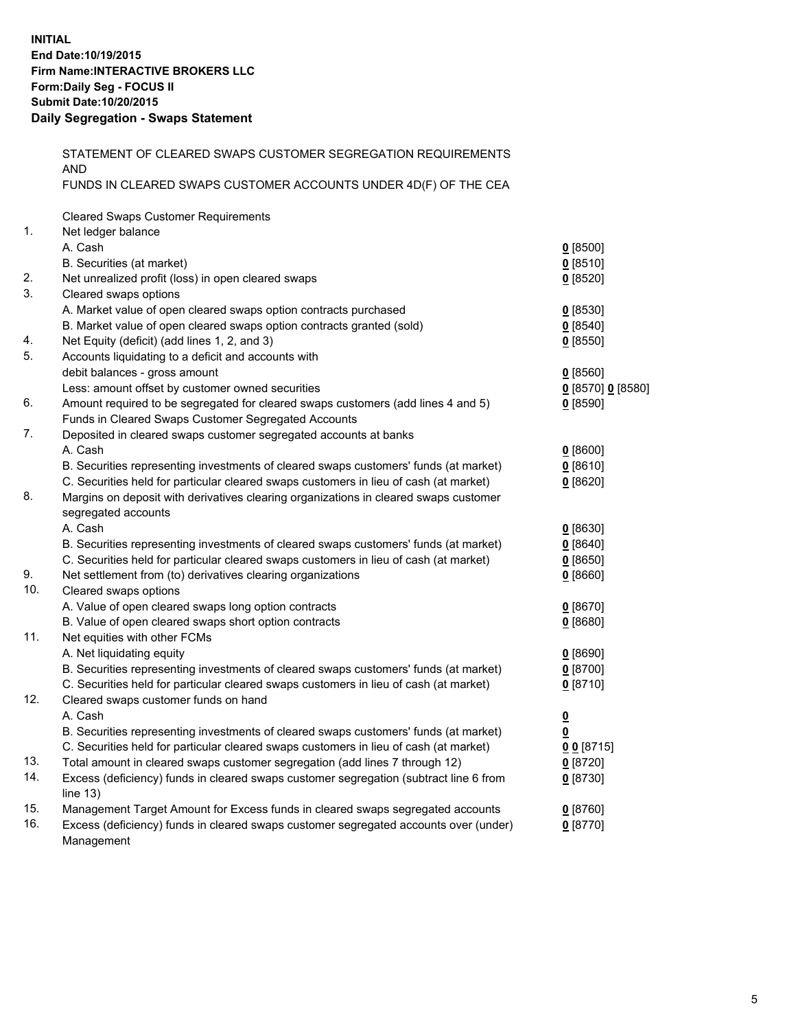**INITIAL**
**End Date:10/19/2015**
**Firm Name:INTERACTIVE BROKERS LLC**
**Form:Daily Seg - FOCUS II**
**Submit Date:10/20/2015**
**Daily Segregation - Swaps Statement**

STATEMENT OF CLEARED SWAPS CUSTOMER SEGREGATION REQUIREMENTS AND FUNDS IN CLEARED SWAPS CUSTOMER ACCOUNTS UNDER 4D(F) OF THE CEA

| | | |
|---|---|---|
| | Cleared Swaps Customer Requirements | |
| 1. | Net ledger balance | |
| | A. Cash | 0 [8500] |
| | B. Securities (at market) | 0 [8510] |
| 2. | Net unrealized profit (loss) in open cleared swaps | 0 [8520] |
| 3. | Cleared swaps options | |
| | A. Market value of open cleared swaps option contracts purchased | 0 [8530] |
| | B. Market value of open cleared swaps option contracts granted (sold) | 0 [8540] |
| 4. | Net Equity (deficit) (add lines 1, 2, and 3) | 0 [8550] |
| 5. | Accounts liquidating to a deficit and accounts with debit balances - gross amount | 0 [8560] |
| | Less: amount offset by customer owned securities | 0 [8570] 0 [8580] |
| 6. | Amount required to be segregated for cleared swaps customers (add lines 4 and 5) | 0 [8590] |
| | Funds in Cleared Swaps Customer Segregated Accounts | |
| 7. | Deposited in cleared swaps customer segregated accounts at banks | |
| | A. Cash | 0 [8600] |
| | B. Securities representing investments of cleared swaps customers' funds (at market) | 0 [8610] |
| | C. Securities held for particular cleared swaps customers in lieu of cash (at market) | 0 [8620] |
| 8. | Margins on deposit with derivatives clearing organizations in cleared swaps customer segregated accounts | |
| | A. Cash | 0 [8630] |
| | B. Securities representing investments of cleared swaps customers' funds (at market) | 0 [8640] |
| | C. Securities held for particular cleared swaps customers in lieu of cash (at market) | 0 [8650] |
| 9. | Net settlement from (to) derivatives clearing organizations | 0 [8660] |
| 10. | Cleared swaps options | |
| | A. Value of open cleared swaps long option contracts | 0 [8670] |
| | B. Value of open cleared swaps short option contracts | 0 [8680] |
| 11. | Net equities with other FCMs | |
| | A. Net liquidating equity | 0 [8690] |
| | B. Securities representing investments of cleared swaps customers' funds (at market) | 0 [8700] |
| | C. Securities held for particular cleared swaps customers in lieu of cash (at market) | 0 [8710] |
| 12. | Cleared swaps customer funds on hand | |
| | A. Cash | 0 |
| | B. Securities representing investments of cleared swaps customers' funds (at market) | 0 |
| | C. Securities held for particular cleared swaps customers in lieu of cash (at market) | 0 0 [8715] |
| 13. | Total amount in cleared swaps customer segregation (add lines 7 through 12) | 0 [8720] |
| 14. | Excess (deficiency) funds in cleared swaps customer segregation (subtract line 6 from line 13) | 0 [8730] |
| 15. | Management Target Amount for Excess funds in cleared swaps segregated accounts | 0 [8760] |
| 16. | Excess (deficiency) funds in cleared swaps customer segregated accounts over (under) Management | 0 [8770] |